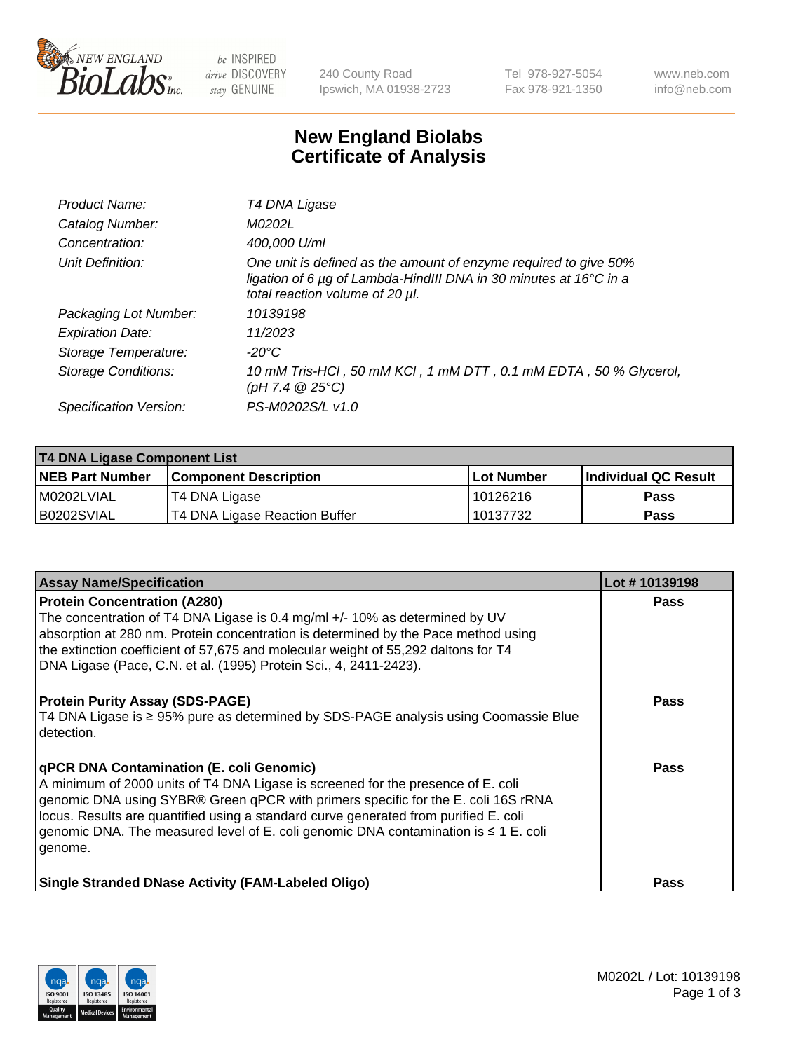# New England Biolabs Certificate of Analysis

| | |
|---|---|
| *Product Name:* | *T4 DNA Ligase* |
| *Catalog Number:* | *M0202L* |
| *Concentration:* | *400,000 U/ml* |
| *Unit Definition:* | *One unit is defined as the amount of enzyme required to give 50% ligation of 6 µg of Lambda-HindIII DNA in 30 minutes at 16°C in a total reaction volume of 20 µl.* |
| *Packaging Lot Number:* | *10139198* |
| *Expiration Date:* | *11/2023* |
| *Storage Temperature:* | *-20°C* |
| *Storage Conditions:* | *10 mM Tris-HCl , 50 mM KCl , 1 mM DTT , 0.1 mM EDTA , 50 % Glycerol, (pH 7.4 @ 25°C)* |
| *Specification Version:* | *PS-M0202S/L v1.0* |

**T4 DNA Ligase Component List**

| NEB Part Number | Component Description | Lot Number | Individual QC Result |
|---|---|---|---|
| M0202LVIAL | T4 DNA Ligase | 10126216 | Pass |
| B0202SVIAL | T4 DNA Ligase Reaction Buffer | 10137732 | Pass |

| Assay Name/Specification | Lot # 10139198 |
|---|---|
| **Protein Concentration (A280)**<br>The concentration of T4 DNA Ligase is 0.4 mg/ml +/- 10% as determined by UV absorption at 280 nm. Protein concentration is determined by the Pace method using the extinction coefficient of 57,675 and molecular weight of 55,292 daltons for T4 DNA Ligase (Pace, C.N. et al. (1995) Protein Sci., 4, 2411-2423). | Pass |
| **Protein Purity Assay (SDS-PAGE)**<br>T4 DNA Ligase is ≥ 95% pure as determined by SDS-PAGE analysis using Coomassie Blue detection. | Pass |
| **qPCR DNA Contamination (E. coli Genomic)**<br>A minimum of 2000 units of T4 DNA Ligase is screened for the presence of E. coli genomic DNA using SYBR® Green qPCR with primers specific for the E. coli 16S rRNA locus. Results are quantified using a standard curve generated from purified E. coli genomic DNA. The measured level of E. coli genomic DNA contamination is ≤ 1 E. coli genome. | Pass |
| **Single Stranded DNase Activity (FAM-Labeled Oligo)** | Pass |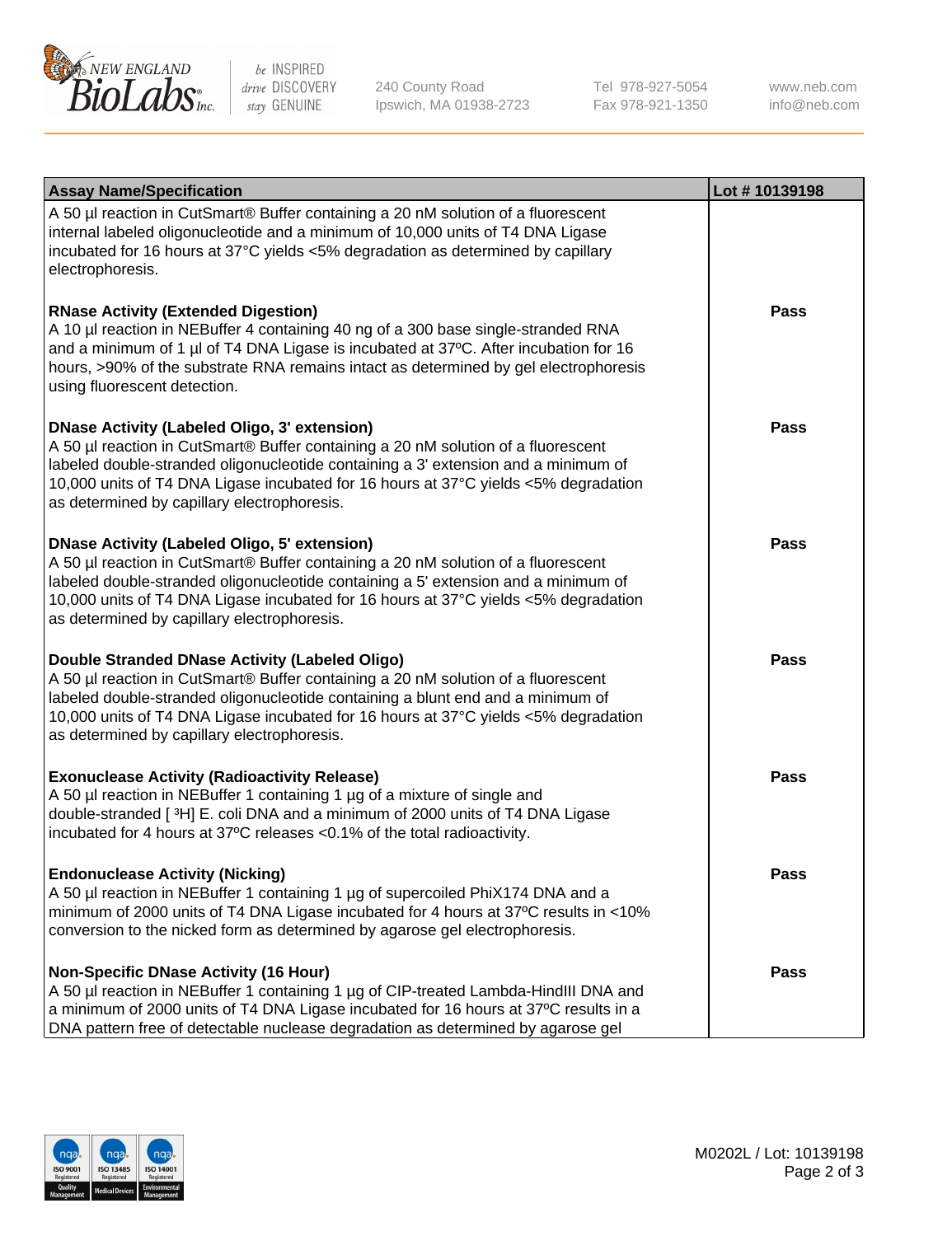| Assay Name/Specification | Lot # 10139198 |
|---|---|
| A 50 µl reaction in CutSmart® Buffer containing a 20 nM solution of a fluorescent internal labeled oligonucleotide and a minimum of 10,000 units of T4 DNA Ligase incubated for 16 hours at 37°C yields <5% degradation as determined by capillary electrophoresis. | |
| **RNase Activity (Extended Digestion)**<br>A 10 µl reaction in NEBuffer 4 containing 40 ng of a 300 base single-stranded RNA and a minimum of 1 µl of T4 DNA Ligase is incubated at 37ºC. After incubation for 16 hours, >90% of the substrate RNA remains intact as determined by gel electrophoresis using fluorescent detection. | **Pass** |
| **DNase Activity (Labeled Oligo, 3' extension)**<br>A 50 µl reaction in CutSmart® Buffer containing a 20 nM solution of a fluorescent labeled double-stranded oligonucleotide containing a 3' extension and a minimum of 10,000 units of T4 DNA Ligase incubated for 16 hours at 37°C yields <5% degradation as determined by capillary electrophoresis. | **Pass** |
| **DNase Activity (Labeled Oligo, 5' extension)**<br>A 50 µl reaction in CutSmart® Buffer containing a 20 nM solution of a fluorescent labeled double-stranded oligonucleotide containing a 5' extension and a minimum of 10,000 units of T4 DNA Ligase incubated for 16 hours at 37°C yields <5% degradation as determined by capillary electrophoresis. | **Pass** |
| **Double Stranded DNase Activity (Labeled Oligo)**<br>A 50 µl reaction in CutSmart® Buffer containing a 20 nM solution of a fluorescent labeled double-stranded oligonucleotide containing a blunt end and a minimum of 10,000 units of T4 DNA Ligase incubated for 16 hours at 37°C yields <5% degradation as determined by capillary electrophoresis. | **Pass** |
| **Exonuclease Activity (Radioactivity Release)**<br>A 50 µl reaction in NEBuffer 1 containing 1 µg of a mixture of single and double-stranded [ $^{3}$H] E. coli DNA and a minimum of 2000 units of T4 DNA Ligase incubated for 4 hours at 37ºC releases <0.1% of the total radioactivity. | **Pass** |
| **Endonuclease Activity (Nicking)**<br>A 50 µl reaction in NEBuffer 1 containing 1 µg of supercoiled PhiX174 DNA and a minimum of 2000 units of T4 DNA Ligase incubated for 4 hours at 37ºC results in <10% conversion to the nicked form as determined by agarose gel electrophoresis. | **Pass** |
| **Non-Specific DNase Activity (16 Hour)**<br>A 50 µl reaction in NEBuffer 1 containing 1 µg of CIP-treated Lambda-HindIII DNA and a minimum of 2000 units of T4 DNA Ligase incubated for 16 hours at 37ºC results in a DNA pattern free of detectable nuclease degradation as determined by agarose gel | **Pass** |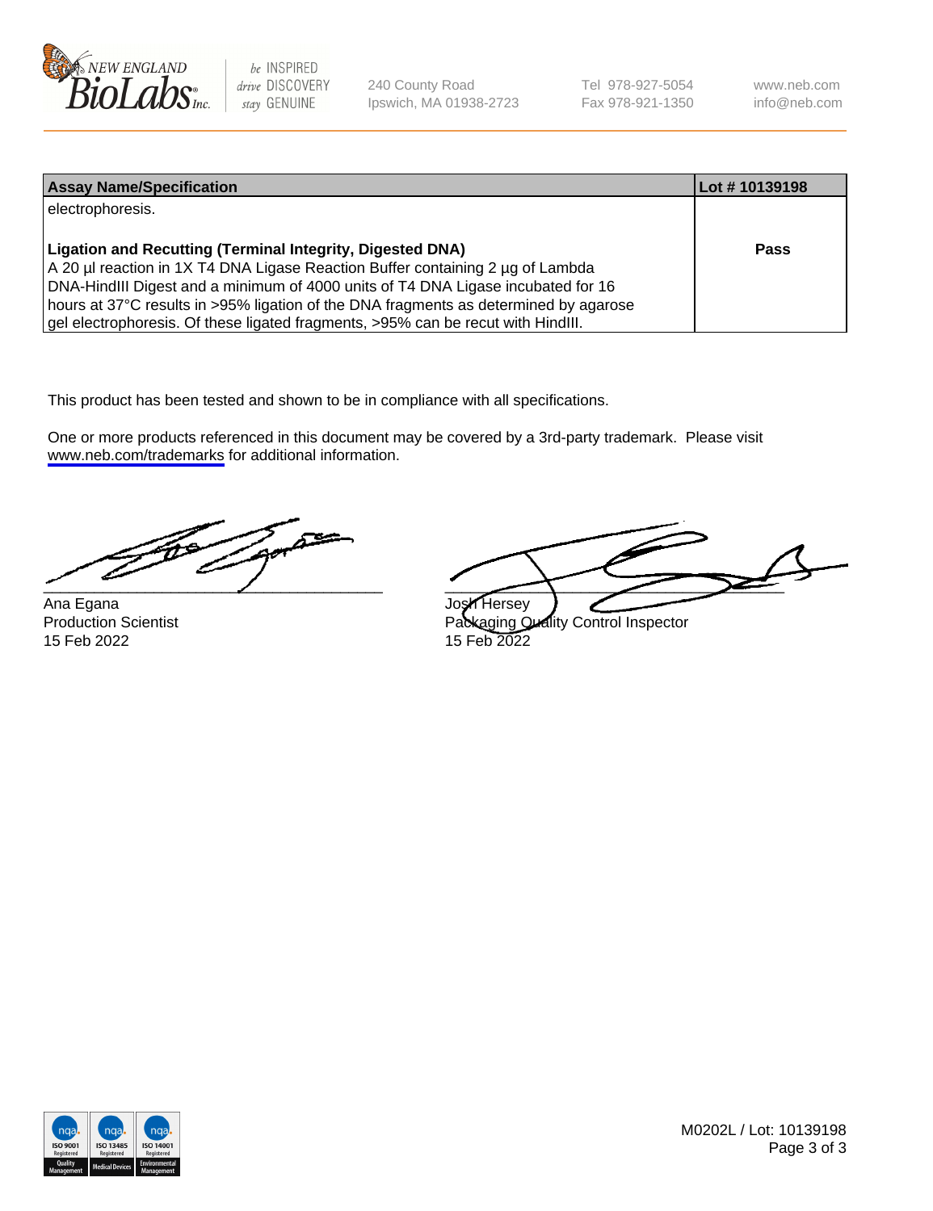| Assay Name/Specification | Lot # 10139198 |
| --- | --- |
| electrophoresis. | |
| **Ligation and Recutting (Terminal Integrity, Digested DNA)**<br>A 20 µl reaction in 1X T4 DNA Ligase Reaction Buffer containing 2 µg of Lambda DNA-HindIII Digest and a minimum of 4000 units of T4 DNA Ligase incubated for 16 hours at 37°C results in >95% ligation of the DNA fragments as determined by agarose gel electrophoresis. Of these ligated fragments, >95% can be recut with HindIII. | **Pass** |

This product has been tested and shown to be in compliance with all specifications.

One or more products referenced in this document may be covered by a 3rd-party trademark. Please visit www.neb.com/trademarks for additional information.

Ana Egana
Production Scientist
15 Feb 2022

Josh Hersey
Packaging Quality Control Inspector
15 Feb 2022

M0202L / Lot: 10139198